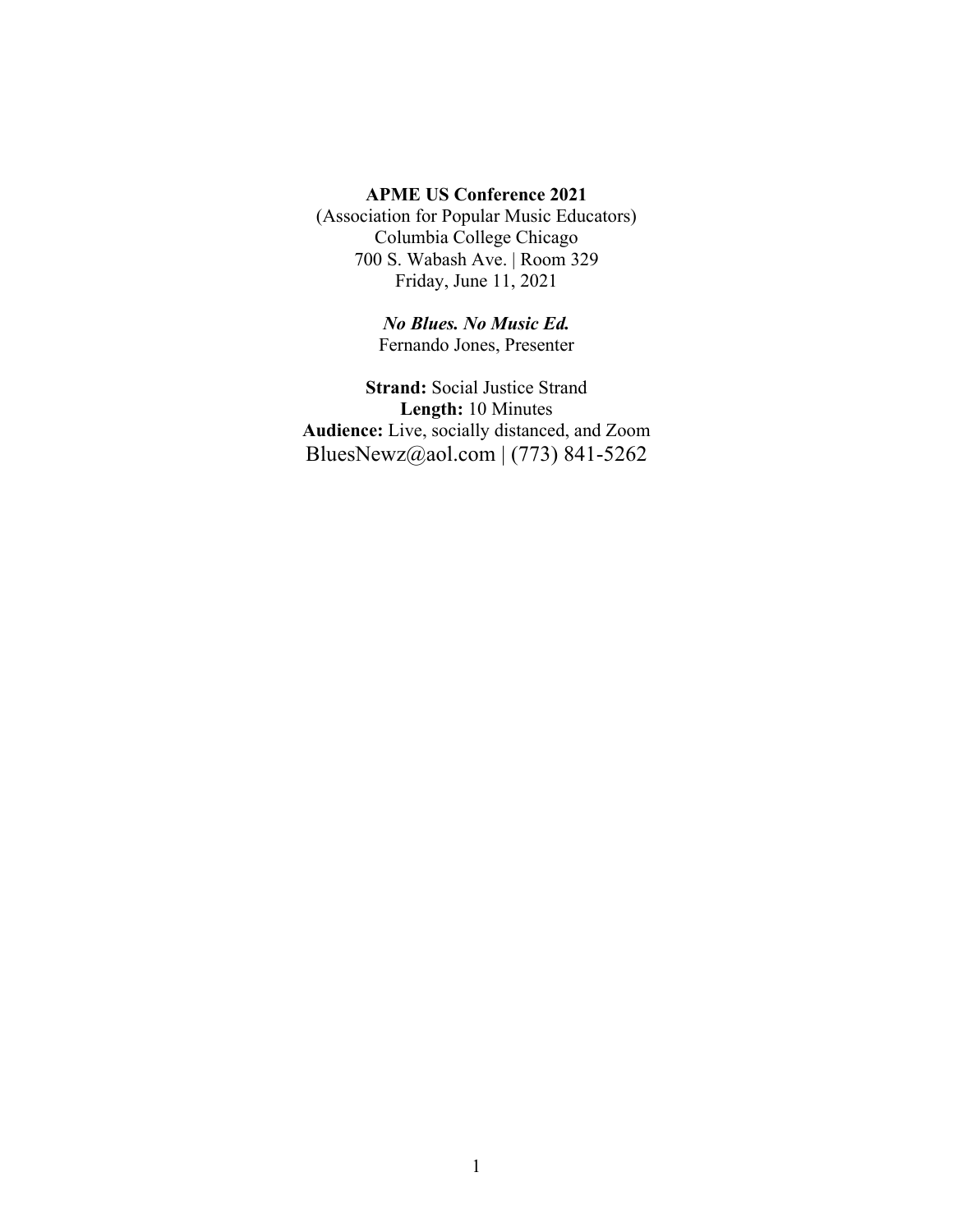**APME US Conference 2021**
(Association for Popular Music Educators)
Columbia College Chicago
700 S. Wabash Ave. | Room 329
Friday, June 11, 2021

***No Blues. No Music Ed.***
Fernando Jones, Presenter

**Strand:** Social Justice Strand
**Length:** 10 Minutes
**Audience:** Live, socially distanced, and Zoom
BluesNewz@aol.com | (773) 841-5262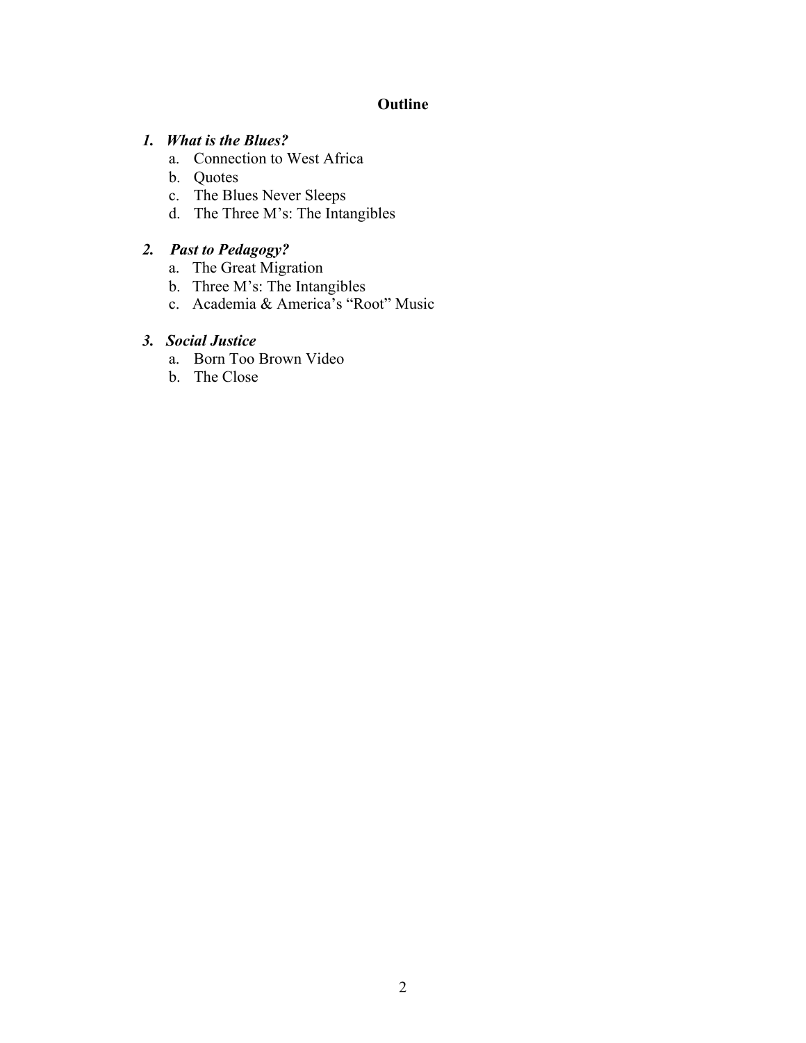## Outline

1. ***What is the Blues?***
   a. Connection to West Africa
   b. Quotes
   c. The Blues Never Sleeps
   d. The Three M's: The Intangibles

2. ***Past to Pedagogy?***
   a. The Great Migration
   b. Three M's: The Intangibles
   c. Academia & America's "Root" Music

3. ***Social Justice***
   a. Born Too Brown Video
   b. The Close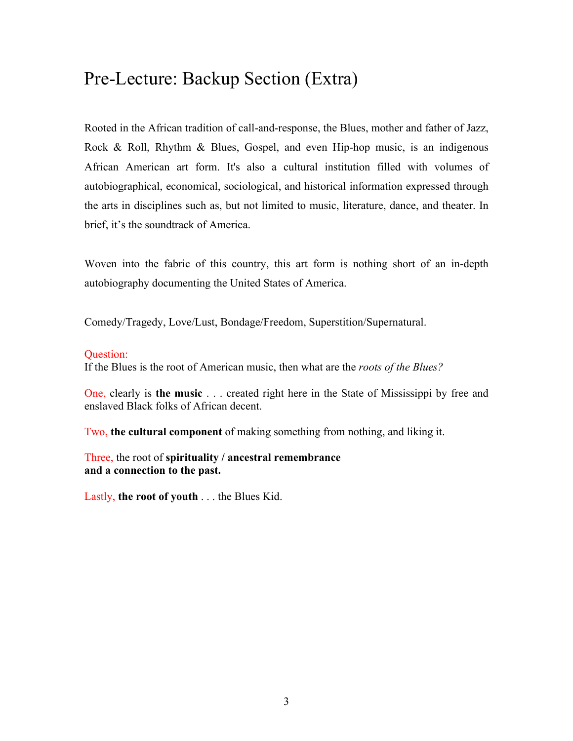# Pre-Lecture: Backup Section (Extra)

Rooted in the African tradition of call-and-response, the Blues, mother and father of Jazz, Rock & Roll, Rhythm & Blues, Gospel, and even Hip-hop music, is an indigenous African American art form. It's also a cultural institution filled with volumes of autobiographical, economical, sociological, and historical information expressed through the arts in disciplines such as, but not limited to music, literature, dance, and theater. In brief, it's the soundtrack of America.

Woven into the fabric of this country, this art form is nothing short of an in-depth autobiography documenting the United States of America.

Comedy/Tragedy, Love/Lust, Bondage/Freedom, Superstition/Supernatural.

Question:
If the Blues is the root of American music, then what are the *roots of the Blues?*

One, clearly is **the music** . . . created right here in the State of Mississippi by free and enslaved Black folks of African decent.

Two, **the cultural component** of making something from nothing, and liking it.

Three, the root of **spirituality / ancestral remembrance and a connection to the past.**

Lastly, **the root of youth** . . . the Blues Kid.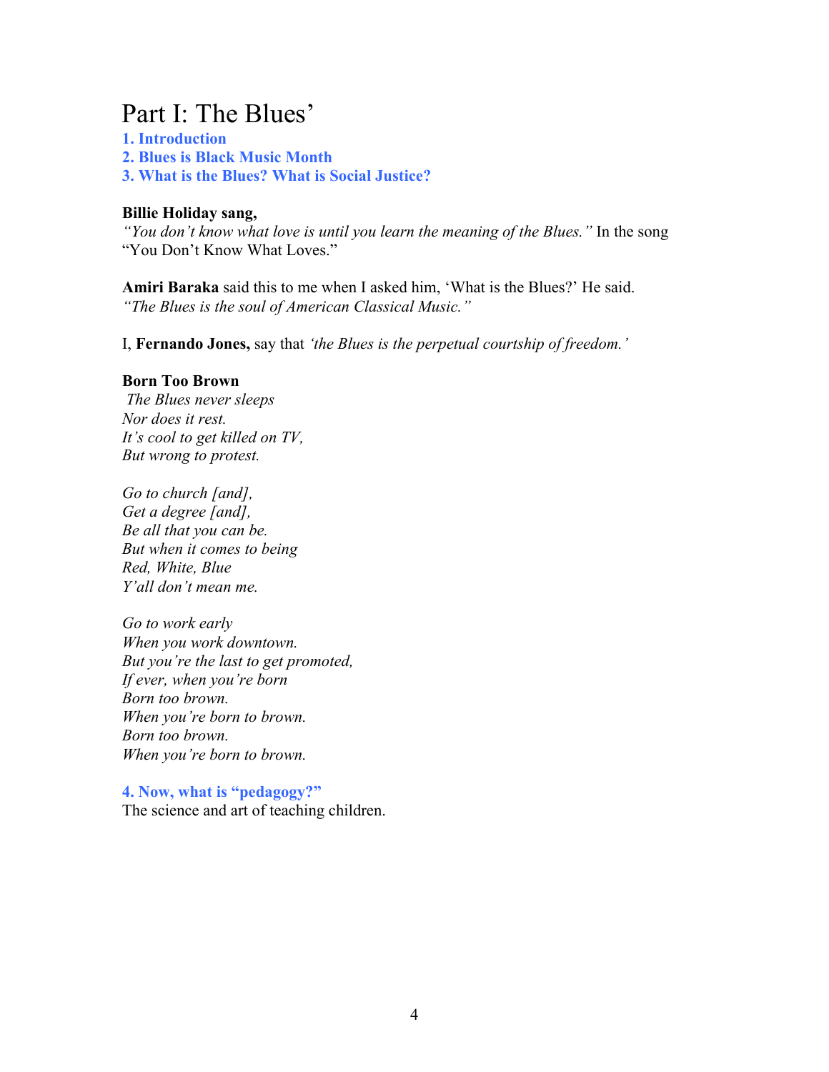# Part I: The Blues'

**1. Introduction**
**2. Blues is Black Music Month**
**3. What is the Blues? What is Social Justice?**

**Billie Holiday sang,**
*"You don't know what love is until you learn the meaning of the Blues."* In the song "You Don't Know What Loves."

**Amiri Baraka** said this to me when I asked him, 'What is the Blues?' He said.
*"The Blues is the soul of American Classical Music."*

I, **Fernando Jones,** say that *'the Blues is the perpetual courtship of freedom.'*

**Born Too Brown**
*The Blues never sleeps*
*Nor does it rest.*
*It's cool to get killed on TV,*
*But wrong to protest.*

*Go to church [and],*
*Get a degree [and],*
*Be all that you can be.*
*But when it comes to being*
*Red, White, Blue*
*Y'all don't mean me.*

*Go to work early*
*When you work downtown.*
*But you're the last to get promoted,*
*If ever, when you're born*
*Born too brown.*
*When you're born to brown.*
*Born too brown.*
*When you're born to brown.*

**4. Now, what is "pedagogy?"**
The science and art of teaching children.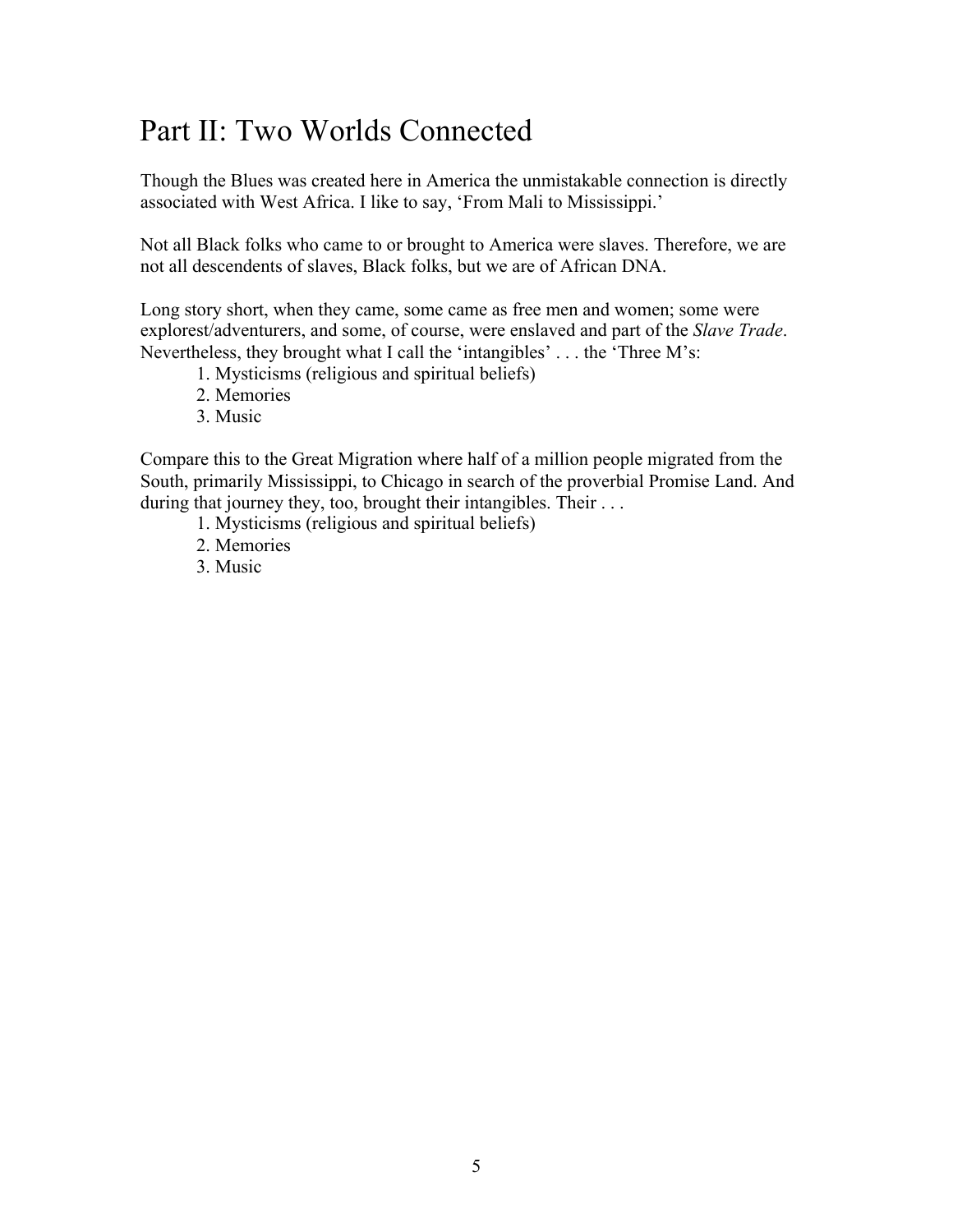# Part II: Two Worlds Connected

Though the Blues was created here in America the unmistakable connection is directly associated with West Africa. I like to say, 'From Mali to Mississippi.'

Not all Black folks who came to or brought to America were slaves. Therefore, we are not all descendents of slaves, Black folks, but we are of African DNA.

Long story short, when they came, some came as free men and women; some were explorest/adventurers, and some, of course, were enslaved and part of the *Slave Trade*. Nevertheless, they brought what I call the 'intangibles' . . . the 'Three M's:

1. Mysticisms (religious and spiritual beliefs)
2. Memories
3. Music

Compare this to the Great Migration where half of a million people migrated from the South, primarily Mississippi, to Chicago in search of the proverbial Promise Land. And during that journey they, too, brought their intangibles. Their . . .

1. Mysticisms (religious and spiritual beliefs)
2. Memories
3. Music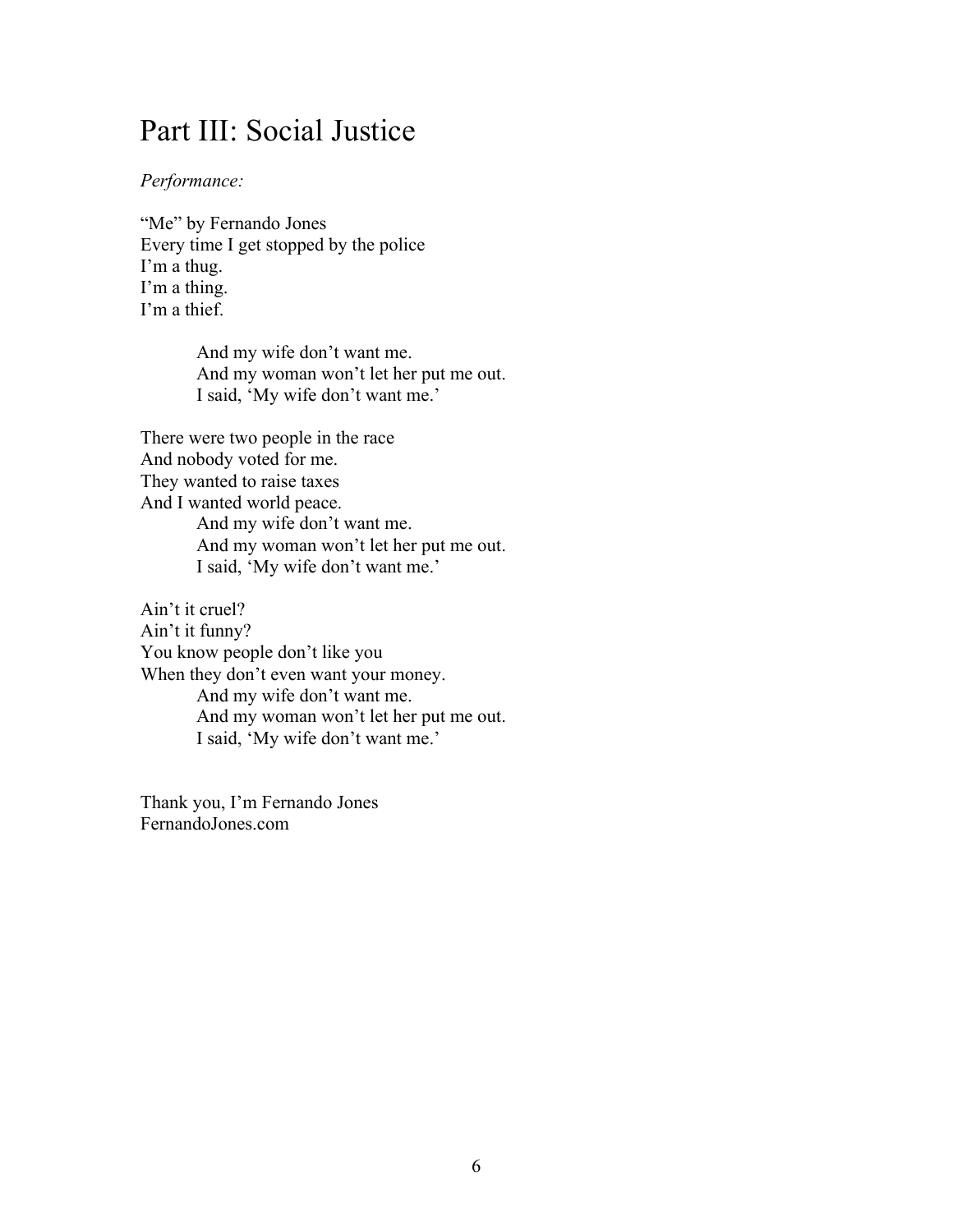# Part III: Social Justice

*Performance:*

"Me" by Fernando Jones
Every time I get stopped by the police
I'm a thug.
I'm a thing.
I'm a thief.

> And my wife don't want me.
> And my woman won't let her put me out.
> I said, 'My wife don't want me.'

There were two people in the race
And nobody voted for me.
They wanted to raise taxes
And I wanted world peace.

> And my wife don't want me.
> And my woman won't let her put me out.
> I said, 'My wife don't want me.'

Ain't it cruel?
Ain't it funny?
You know people don't like you
When they don't even want your money.

> And my wife don't want me.
> And my woman won't let her put me out.
> I said, 'My wife don't want me.'

Thank you, I'm Fernando Jones
FernandoJones.com